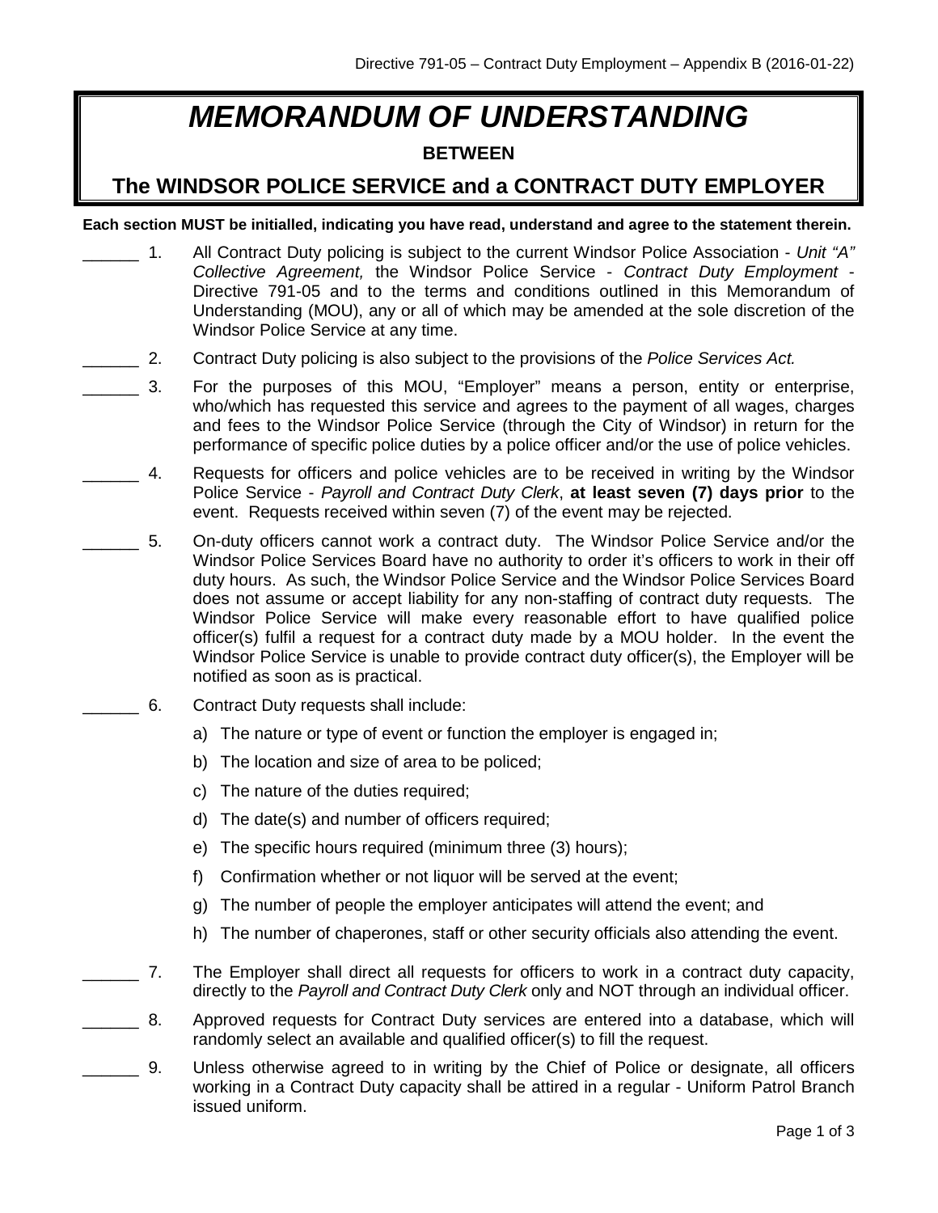# *MEMORANDUM OF UNDERSTANDING*

**BETWEEN**

## The WINDSOR POLICE SERVICE and a CONTRACT DUTY EMPLOYER

**Each section MUST be initialled, indicating you have read, understand and agree to the statement therein.**

______ 1. All Contract Duty policing is subject to the current Windsor Police Association - *Unit "A" Collective Agreement,* the Windsor Police Service - *Contract Duty Employment* - Directive 791-05 and to the terms and conditions outlined in this Memorandum of Understanding (MOU), any or all of which may be amended at the sole discretion of the Windsor Police Service at any time.

______ 2. Contract Duty policing is also subject to the provisions of the *Police Services Act.*

______ 3. For the purposes of this MOU, "Employer" means a person, entity or enterprise, who/which has requested this service and agrees to the payment of all wages, charges and fees to the Windsor Police Service (through the City of Windsor) in return for the performance of specific police duties by a police officer and/or the use of police vehicles.

______ 4. Requests for officers and police vehicles are to be received in writing by the Windsor Police Service - *Payroll and Contract Duty Clerk*, **at least seven (7) days prior** to the event. Requests received within seven (7) of the event may be rejected.

______ 5. On-duty officers cannot work a contract duty. The Windsor Police Service and/or the Windsor Police Services Board have no authority to order it's officers to work in their off duty hours. As such, the Windsor Police Service and the Windsor Police Services Board does not assume or accept liability for any non-staffing of contract duty requests. The Windsor Police Service will make every reasonable effort to have qualified police officer(s) fulfil a request for a contract duty made by a MOU holder. In the event the Windsor Police Service is unable to provide contract duty officer(s), the Employer will be notified as soon as is practical.

______ 6. Contract Duty requests shall include:

a) The nature or type of event or function the employer is engaged in;

b) The location and size of area to be policed;

c) The nature of the duties required;

d) The date(s) and number of officers required;

e) The specific hours required (minimum three (3) hours);

f) Confirmation whether or not liquor will be served at the event;

g) The number of people the employer anticipates will attend the event; and

h) The number of chaperones, staff or other security officials also attending the event.

______ 7. The Employer shall direct all requests for officers to work in a contract duty capacity, directly to the *Payroll and Contract Duty Clerk* only and NOT through an individual officer.

______ 8. Approved requests for Contract Duty services are entered into a database, which will randomly select an available and qualified officer(s) to fill the request.

______ 9. Unless otherwise agreed to in writing by the Chief of Police or designate, all officers working in a Contract Duty capacity shall be attired in a regular - Uniform Patrol Branch issued uniform.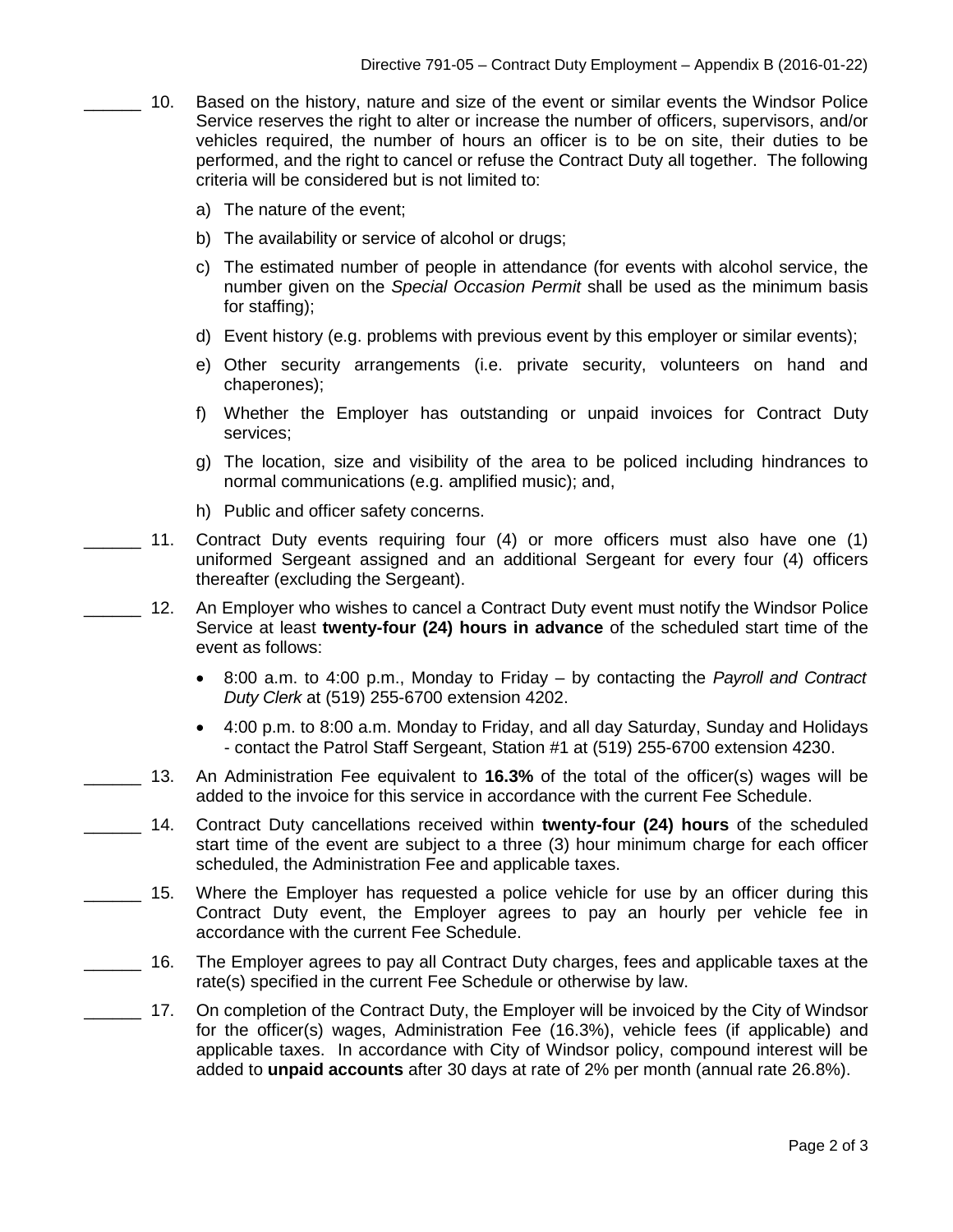______ 10. Based on the history, nature and size of the event or similar events the Windsor Police Service reserves the right to alter or increase the number of officers, supervisors, and/or vehicles required, the number of hours an officer is to be on site, their duties to be performed, and the right to cancel or refuse the Contract Duty all together. The following criteria will be considered but is not limited to:

a) The nature of the event;

b) The availability or service of alcohol or drugs;

c) The estimated number of people in attendance (for events with alcohol service, the number given on the *Special Occasion Permit* shall be used as the minimum basis for staffing);

d) Event history (e.g. problems with previous event by this employer or similar events);

e) Other security arrangements (i.e. private security, volunteers on hand and chaperones);

f) Whether the Employer has outstanding or unpaid invoices for Contract Duty services;

g) The location, size and visibility of the area to be policed including hindrances to normal communications (e.g. amplified music); and,

h) Public and officer safety concerns.

______ 11. Contract Duty events requiring four (4) or more officers must also have one (1) uniformed Sergeant assigned and an additional Sergeant for every four (4) officers thereafter (excluding the Sergeant).

______ 12. An Employer who wishes to cancel a Contract Duty event must notify the Windsor Police Service at least **twenty-four (24) hours in advance** of the scheduled start time of the event as follows:

- 8:00 a.m. to 4:00 p.m., Monday to Friday – by contacting the *Payroll and Contract Duty Clerk* at (519) 255-6700 extension 4202.
- 4:00 p.m. to 8:00 a.m. Monday to Friday, and all day Saturday, Sunday and Holidays - contact the Patrol Staff Sergeant, Station #1 at (519) 255-6700 extension 4230.

______ 13. An Administration Fee equivalent to **16.3%** of the total of the officer(s) wages will be added to the invoice for this service in accordance with the current Fee Schedule.

______ 14. Contract Duty cancellations received within **twenty-four (24) hours** of the scheduled start time of the event are subject to a three (3) hour minimum charge for each officer scheduled, the Administration Fee and applicable taxes.

______ 15. Where the Employer has requested a police vehicle for use by an officer during this Contract Duty event, the Employer agrees to pay an hourly per vehicle fee in accordance with the current Fee Schedule.

______ 16. The Employer agrees to pay all Contract Duty charges, fees and applicable taxes at the rate(s) specified in the current Fee Schedule or otherwise by law.

______ 17. On completion of the Contract Duty, the Employer will be invoiced by the City of Windsor for the officer(s) wages, Administration Fee (16.3%), vehicle fees (if applicable) and applicable taxes. In accordance with City of Windsor policy, compound interest will be added to **unpaid accounts** after 30 days at rate of 2% per month (annual rate 26.8%).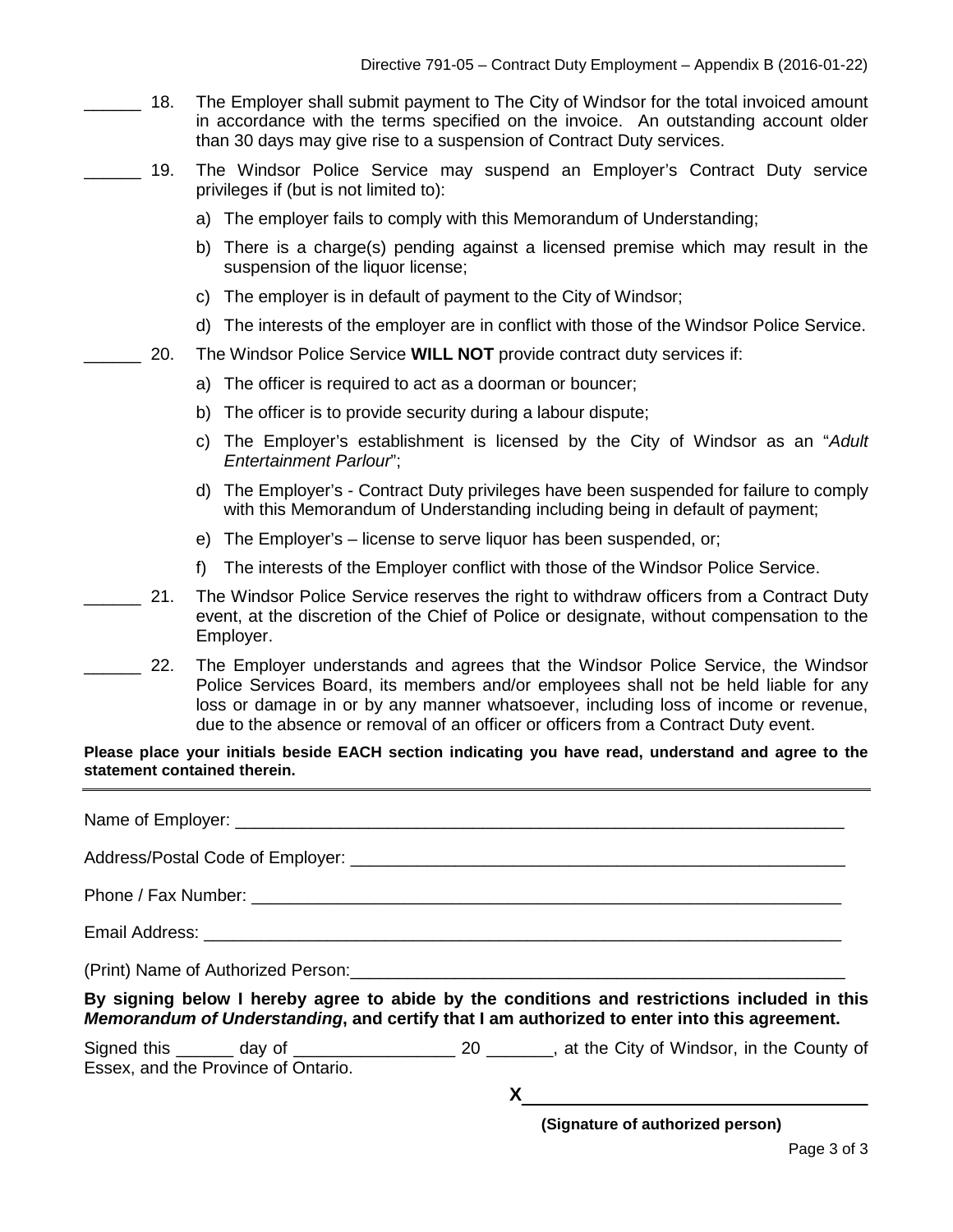______ 18. The Employer shall submit payment to The City of Windsor for the total invoiced amount in accordance with the terms specified on the invoice. An outstanding account older than 30 days may give rise to a suspension of Contract Duty services.

______ 19. The Windsor Police Service may suspend an Employer's Contract Duty service privileges if (but is not limited to):

a) The employer fails to comply with this Memorandum of Understanding;

b) There is a charge(s) pending against a licensed premise which may result in the suspension of the liquor license;

c) The employer is in default of payment to the City of Windsor;

d) The interests of the employer are in conflict with those of the Windsor Police Service.

______ 20. The Windsor Police Service **WILL NOT** provide contract duty services if:

a) The officer is required to act as a doorman or bouncer;

b) The officer is to provide security during a labour dispute;

c) The Employer's establishment is licensed by the City of Windsor as an "*Adult Entertainment Parlour*";

d) The Employer's - Contract Duty privileges have been suspended for failure to comply with this Memorandum of Understanding including being in default of payment;

e) The Employer's – license to serve liquor has been suspended, or;

f) The interests of the Employer conflict with those of the Windsor Police Service.

______ 21. The Windsor Police Service reserves the right to withdraw officers from a Contract Duty event, at the discretion of the Chief of Police or designate, without compensation to the Employer.

______ 22. The Employer understands and agrees that the Windsor Police Service, the Windsor Police Services Board, its members and/or employees shall not be held liable for any loss or damage in or by any manner whatsoever, including loss of income or revenue, due to the absence or removal of an officer or officers from a Contract Duty event.

**Please place your initials beside EACH section indicating you have read, understand and agree to the statement contained therein.**

---

Name of Employer: ____________________________________________________________________

Address/Postal Code of Employer: ______________________________________________________

Phone / Fax Number: __________________________________________________________________

Email Address: _______________________________________________________________________

(Print) Name of Authorized Person:______________________________________________________

**By signing below I hereby agree to abide by the conditions and restrictions included in this *Memorandum of Understanding*, and certify that I am authorized to enter into this agreement.**

Signed this ______ day of _________________ 20 _______, at the City of Windsor, in the County of Essex, and the Province of Ontario.

**X**___________________________________

**(Signature of authorized person)**